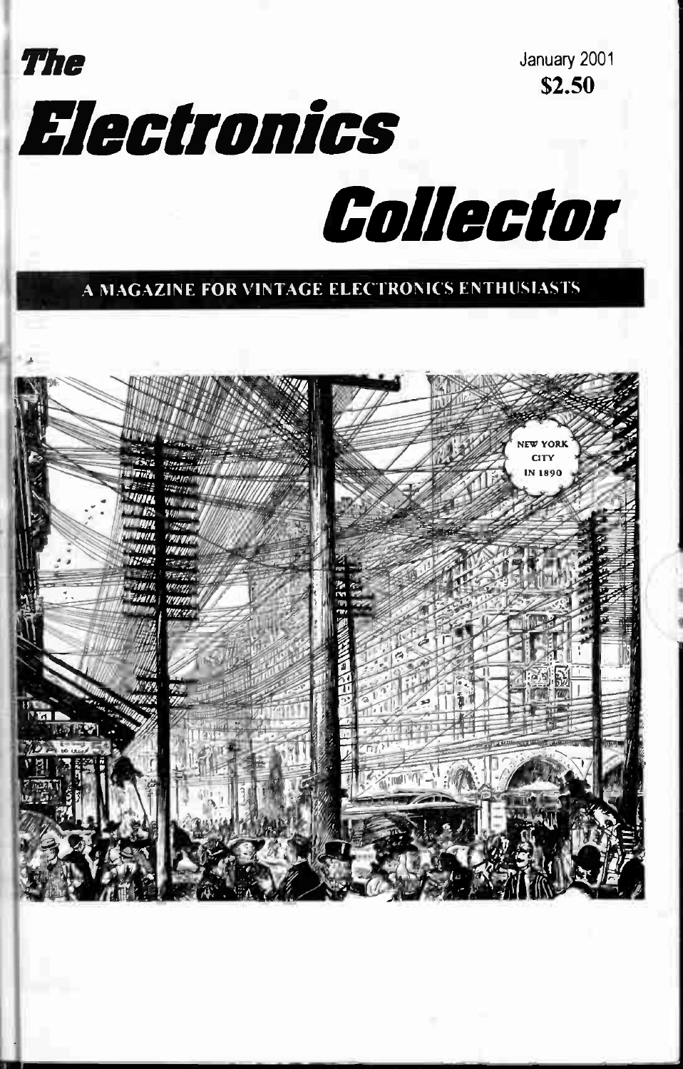January 2001

**$2.50**

# The Electronics Collector

**A MAGAZINE FOR VINTAGE ELECTRONICS ENTHUSIASTS**

NEW YORK CITY IN 1890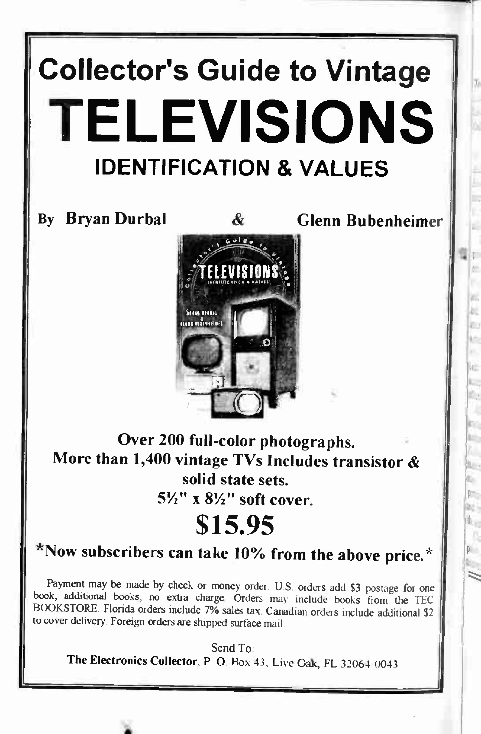# Collector's Guide to Vintage

# TELEVISIONS

## IDENTIFICATION & VALUES

**By Bryan Durbal & Glenn Bubenheimer**

**Over 200 full-color photographs.**
**More than 1,400 vintage TVs Includes transistor & solid state sets.**
**5½" x 8½" soft cover.**

# $15.95

**\*Now subscribers can take 10% from the above price.\***

Payment may be made by check or money order. U.S. orders add $3 postage for one book, additional books, no extra charge. Orders may include books from the TEC BOOKSTORE. Florida orders include 7% sales tax. Canadian orders include additional $2 to cover delivery. Foreign orders are shipped surface mail.

Send To:
**The Electronics Collector**, P. O. Box 43, Live Oak, FL 32064-0043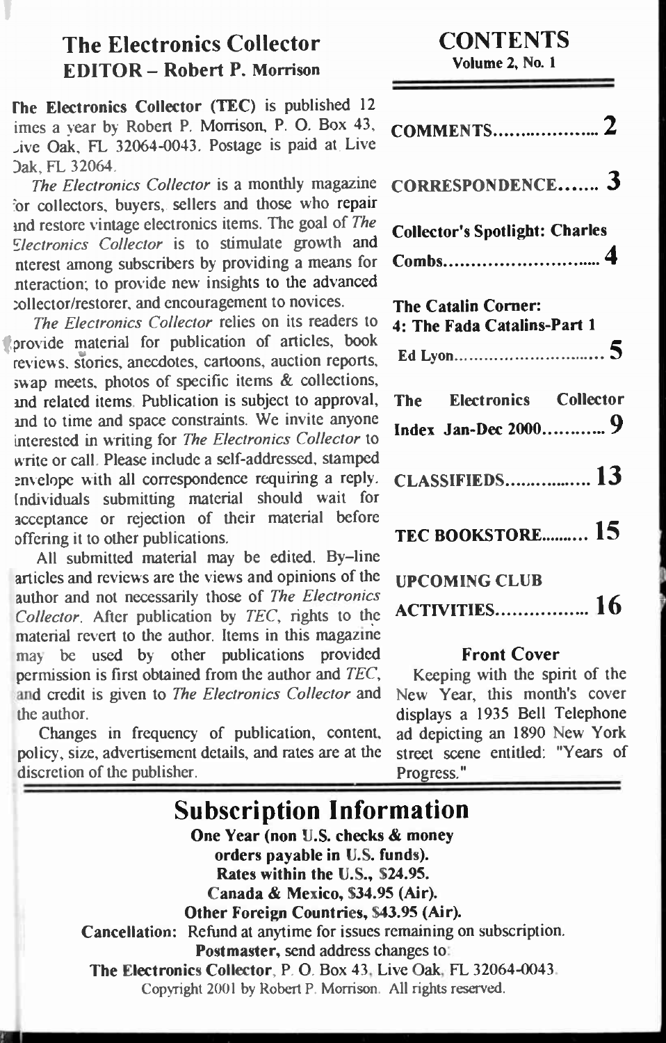## The Electronics Collector
### EDITOR – Robert P. Morrison

The Electronics Collector (TEC) is published 12 times a year by Robert P. Morrison, P. O. Box 43, Live Oak, FL 32064-0043. Postage is paid at Live Oak, FL 32064.

*The Electronics Collector* is a monthly magazine for collectors, buyers, sellers and those who repair and restore vintage electronics items. The goal of *The Electronics Collector* is to stimulate growth and interest among subscribers by providing a means for interaction; to provide new insights to the advanced collector/restorer, and encouragement to novices.

*The Electronics Collector* relies on its readers to provide material for publication of articles, book reviews, stories, anecdotes, cartoons, auction reports, swap meets, photos of specific items & collections, and related items. Publication is subject to approval, and to time and space constraints. We invite anyone interested in writing for *The Electronics Collector* to write or call. Please include a self-addressed, stamped envelope with all correspondence requiring a reply. Individuals submitting material should wait for acceptance or rejection of their material before offering it to other publications.

All submitted material may be edited. By-line articles and reviews are the views and opinions of the author and not necessarily those of *The Electronics Collector*. After publication by *TEC*, rights to the material revert to the author. Items in this magazine may be used by other publications provided permission is first obtained from the author and *TEC*, and credit is given to *The Electronics Collector* and the author.

Changes in frequency of publication, content, policy, size, advertisement details, and rates are at the discretion of the publisher.

## CONTENTS
**Volume 2, No. 1**

**COMMENTS.................... 2**

**CORRESPONDENCE...... 3**

**Collector's Spotlight: Charles Combs............................. 4**

**The Catalin Corner: 4: The Fada Catalins-Part 1**
**Ed Lyon.............................. 5**

**The Electronics Collector Index Jan-Dec 2000........... 9**

**CLASSIFIEDS................ 13**

**TEC BOOKSTORE.......... 15**

**UPCOMING CLUB ACTIVITIES................. 16**

### Front Cover

Keeping with the spirit of the New Year, this month's cover displays a 1935 Bell Telephone ad depicting an 1890 New York street scene entitled: "Years of Progress."

## Subscription Information

**One Year (non U.S. checks & money orders payable in U.S. funds).**
**Rates within the U.S., $24.95.**
**Canada & Mexico, $34.95 (Air).**
**Other Foreign Countries, $43.95 (Air).**
**Cancellation:** Refund at anytime for issues remaining on subscription.
**Postmaster,** send address changes to:
**The Electronics Collector**, P. O. Box 43, Live Oak, FL 32064-0043.
Copyright 2001 by Robert P. Morrison. All rights reserved.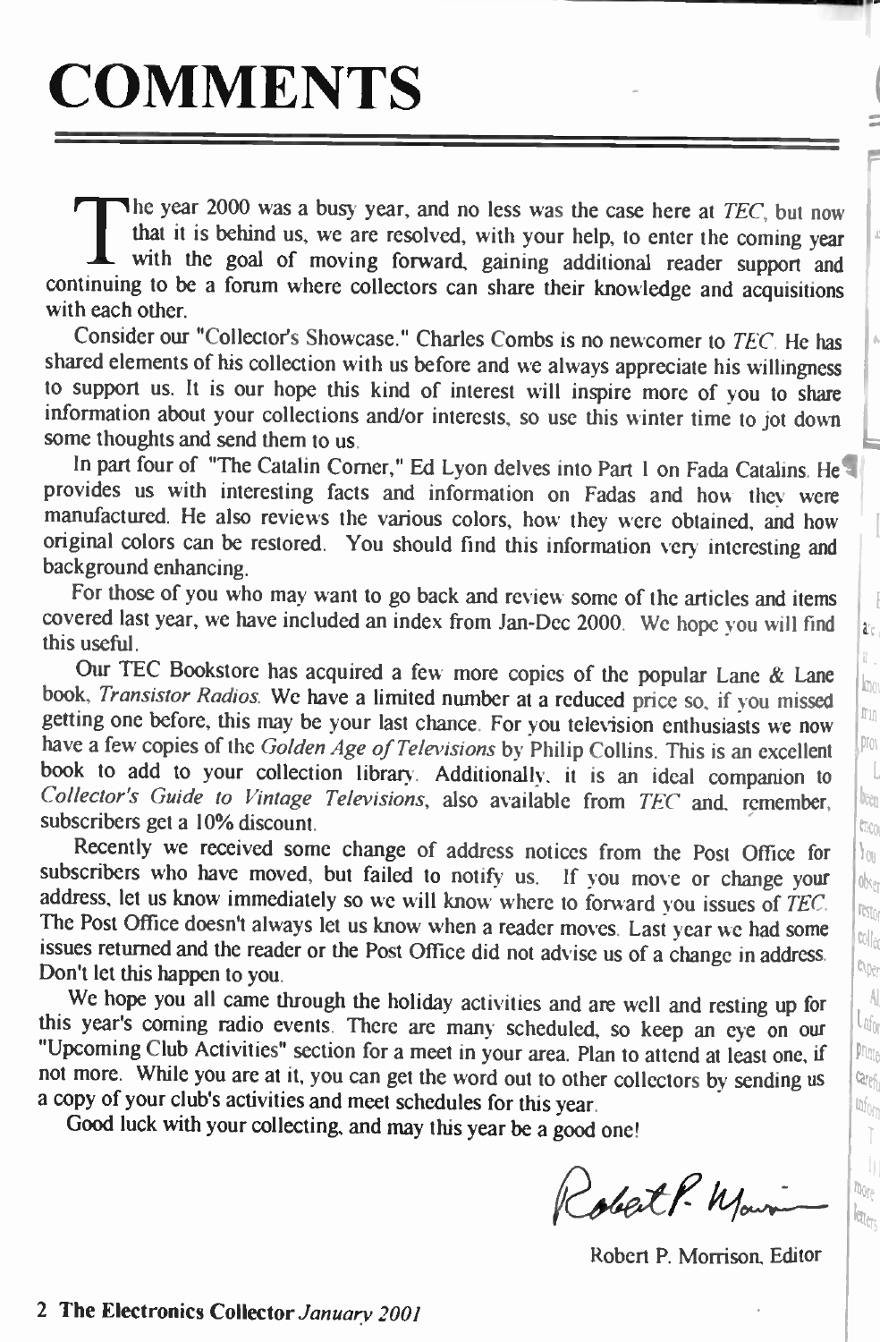# COMMENTS

The year 2000 was a busy year, and no less was the case here at *TEC*, but now that it is behind us, we are resolved, with your help, to enter the coming year with the goal of moving forward, gaining additional reader support and continuing to be a forum where collectors can share their knowledge and acquisitions with each other.

Consider our "Collector's Showcase." Charles Combs is no newcomer to *TEC*. He has shared elements of his collection with us before and we always appreciate his willingness to support us. It is our hope this kind of interest will inspire more of you to share information about your collections and/or interests, so use this winter time to jot down some thoughts and send them to us.

In part four of "The Catalin Corner," Ed Lyon delves into Part 1 on Fada Catalins. He provides us with interesting facts and information on Fadas and how they were manufactured. He also reviews the various colors, how they were obtained, and how original colors can be restored. You should find this information very interesting and background enhancing.

For those of you who may want to go back and review some of the articles and items covered last year, we have included an index from Jan-Dec 2000. We hope you will find this useful.

Our TEC Bookstore has acquired a few more copies of the popular Lane & Lane book, *Transistor Radios*. We have a limited number at a reduced price so, if you missed getting one before, this may be your last chance. For you television enthusiasts we now have a few copies of the *Golden Age of Televisions* by Philip Collins. This is an excellent book to add to your collection library. Additionally, it is an ideal companion to *Collector's Guide to Vintage Televisions*, also available from *TEC* and, remember, subscribers get a 10% discount.

Recently we received some change of address notices from the Post Office for subscribers who have moved, but failed to notify us. If you move or change your address, let us know immediately so we will know where to forward you issues of *TEC*. The Post Office doesn't always let us know when a reader moves. Last year we had some issues returned and the reader or the Post Office did not advise us of a change in address. Don't let this happen to you.

We hope you all came through the holiday activities and are well and resting up for this year's coming radio events. There are many scheduled, so keep an eye on our "Upcoming Club Activities" section for a meet in your area. Plan to attend at least one, if not more. While you are at it, you can get the word out to other collectors by sending us a copy of your club's activities and meet schedules for this year.

Good luck with your collecting, and may this year be a good one!

Robert P. Morrison, Editor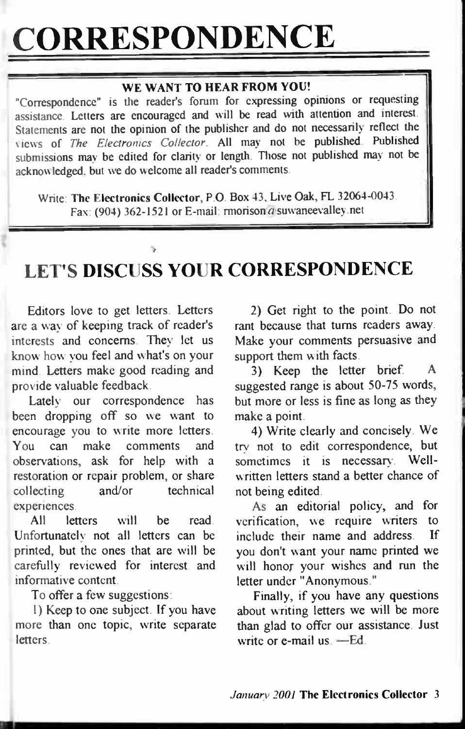# CORRESPONDENCE

**WE WANT TO HEAR FROM YOU!**

"Correspondence" is the reader's forum for expressing opinions or requesting assistance. Letters are encouraged and will be read with attention and interest. Statements are not the opinion of the publisher and do not necessarily reflect the views of *The Electronics Collector*. All may not be published. Published submissions may be edited for clarity or length. Those not published may not be acknowledged, but we do welcome all reader's comments.

Write: **The Electronics Collector**, P.O. Box 43, Live Oak, FL 32064-0043.
Fax: (904) 362-1521 or E-mail: rmorison@suwaneevalley.net

## LET'S DISCUSS YOUR CORRESPONDENCE

Editors love to get letters. Letters are a way of keeping track of reader's interests and concerns. They let us know how you feel and what's on your mind. Letters make good reading and provide valuable feedback.

Lately our correspondence has been dropping off so we want to encourage you to write more letters. You can make comments and observations, ask for help with a restoration or repair problem, or share collecting and/or technical experiences.

All letters will be read. Unfortunately not all letters can be printed, but the ones that are will be carefully reviewed for interest and informative content.

To offer a few suggestions:

1) Keep to one subject. If you have more than one topic, write separate letters.

2) Get right to the point. Do not rant because that turns readers away. Make your comments persuasive and support them with facts.

3) Keep the letter brief. A suggested range is about 50-75 words, but more or less is fine as long as they make a point.

4) Write clearly and concisely. We try not to edit correspondence, but sometimes it is necessary. Well-written letters stand a better chance of not being edited.

As an editorial policy, and for verification, we require writers to include their name and address. If you don't want your name printed we will honor your wishes and run the letter under "Anonymous."

Finally, if you have any questions about writing letters we will be more than glad to offer our assistance. Just write or e-mail us. —Ed.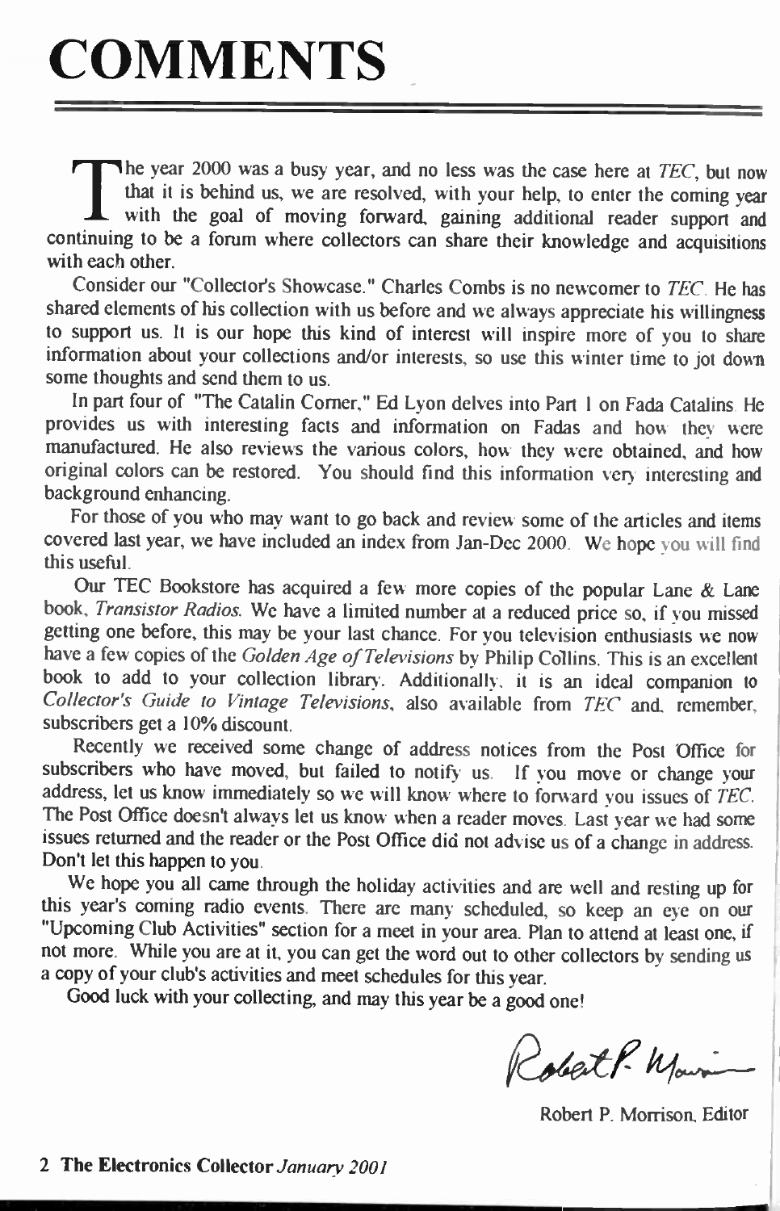# COMMENTS

The year 2000 was a busy year, and no less was the case here at *TEC*, but now that it is behind us, we are resolved, with your help, to enter the coming year with the goal of moving forward, gaining additional reader support and continuing to be a forum where collectors can share their knowledge and acquisitions with each other.

Consider our "Collector's Showcase." Charles Combs is no newcomer to *TEC*. He has shared elements of his collection with us before and we always appreciate his willingness to support us. It is our hope this kind of interest will inspire more of you to share information about your collections and/or interests, so use this winter time to jot down some thoughts and send them to us.

In part four of "The Catalin Corner," Ed Lyon delves into Part 1 on Fada Catalins. He provides us with interesting facts and information on Fadas and how they were manufactured. He also reviews the various colors, how they were obtained, and how original colors can be restored. You should find this information very interesting and background enhancing.

For those of you who may want to go back and review some of the articles and items covered last year, we have included an index from Jan-Dec 2000. We hope you will find this useful.

Our TEC Bookstore has acquired a few more copies of the popular Lane & Lane book, *Transistor Radios*. We have a limited number at a reduced price so, if you missed getting one before, this may be your last chance. For you television enthusiasts we now have a few copies of the *Golden Age of Televisions* by Philip Collins. This is an excellent book to add to your collection library. Additionally, it is an ideal companion to *Collector's Guide to Vintage Televisions*, also available from *TEC* and, remember, subscribers get a 10% discount.

Recently we received some change of address notices from the Post Office for subscribers who have moved, but failed to notify us. If you move or change your address, let us know immediately so we will know where to forward you issues of *TEC*. The Post Office doesn't always let us know when a reader moves. Last year we had some issues returned and the reader or the Post Office did not advise us of a change in address. Don't let this happen to you.

We hope you all came through the holiday activities and are well and resting up for this year's coming radio events. There are many scheduled, so keep an eye on our "Upcoming Club Activities" section for a meet in your area. Plan to attend at least one, if not more. While you are at it, you can get the word out to other collectors by sending us a copy of your club's activities and meet schedules for this year.

Good luck with your collecting, and may this year be a good one!

Robert P. Morrison, Editor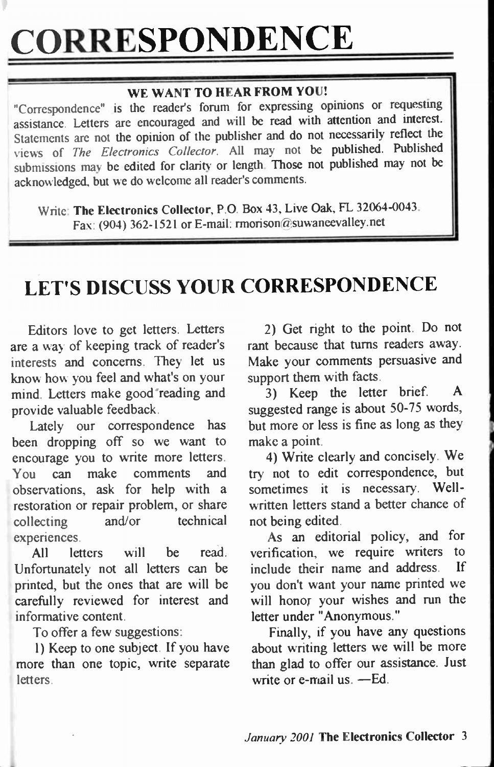# CORRESPONDENCE

**WE WANT TO HEAR FROM YOU!**

"Correspondence" is the reader's forum for expressing opinions or requesting assistance. Letters are encouraged and will be read with attention and interest. Statements are not the opinion of the publisher and do not necessarily reflect the views of *The Electronics Collector*. All may not be published. Published submissions may be edited for clarity or length. Those not published may not be acknowledged, but we do welcome all reader's comments.

Write: **The Electronics Collector**, P.O. Box 43, Live Oak, FL 32064-0043.
Fax: (904) 362-1521 or E-mail: rmorison@suwaneevalley.net

## LET'S DISCUSS YOUR CORRESPONDENCE

Editors love to get letters. Letters are a way of keeping track of reader's interests and concerns. They let us know how you feel and what's on your mind. Letters make good reading and provide valuable feedback.

Lately our correspondence has been dropping off so we want to encourage you to write more letters. You can make comments and observations, ask for help with a restoration or repair problem, or share collecting and/or technical experiences.

All letters will be read. Unfortunately not all letters can be printed, but the ones that are will be carefully reviewed for interest and informative content.

To offer a few suggestions:

1) Keep to one subject. If you have more than one topic, write separate letters.

2) Get right to the point. Do not rant because that turns readers away. Make your comments persuasive and support them with facts.

3) Keep the letter brief. A suggested range is about 50-75 words, but more or less is fine as long as they make a point.

4) Write clearly and concisely. We try not to edit correspondence, but sometimes it is necessary. Well-written letters stand a better chance of not being edited.

As an editorial policy, and for verification, we require writers to include their name and address. If you don't want your name printed we will honor your wishes and run the letter under "Anonymous."

Finally, if you have any questions about writing letters we will be more than glad to offer our assistance. Just write or e-mail us. —Ed.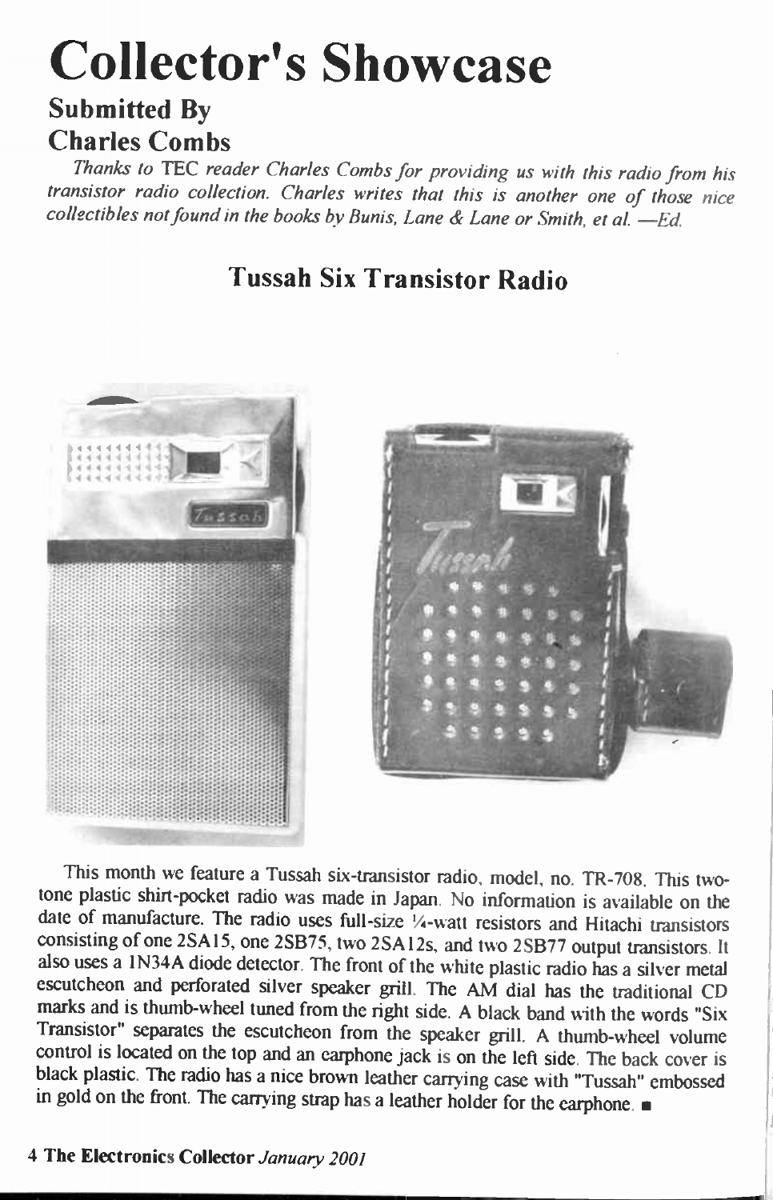# Collector's Showcase

## Submitted By
## Charles Combs

*Thanks to TEC reader Charles Combs for providing us with this radio from his transistor radio collection. Charles writes that this is another one of those nice collectibles not found in the books by Bunis, Lane & Lane or Smith, et al. —Ed.*

## Tussah Six Transistor Radio

This month we feature a Tussah six-transistor radio, model, no. TR-708. This two-tone plastic shirt-pocket radio was made in Japan. No information is available on the date of manufacture. The radio uses full-size ¼-watt resistors and Hitachi transistors consisting of one 2SA15, one 2SB75, two 2SA12s, and two 2SB77 output transistors. It also uses a 1N34A diode detector. The front of the white plastic radio has a silver metal escutcheon and perforated silver speaker grill. The AM dial has the traditional CD marks and is thumb-wheel tuned from the right side. A black band with the words "Six Transistor" separates the escutcheon from the speaker grill. A thumb-wheel volume control is located on the top and an earphone jack is on the left side. The back cover is black plastic. The radio has a nice brown leather carrying case with "Tussah" embossed in gold on the front. The carrying strap has a leather holder for the earphone. ■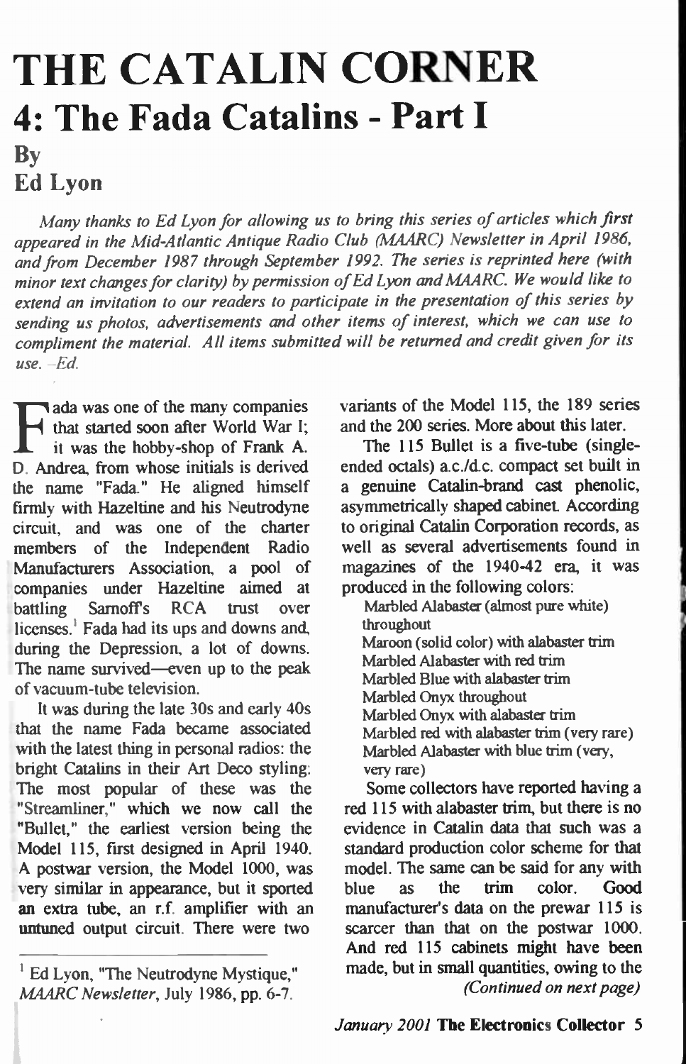# THE CATALIN CORNER

## 4: The Fada Catalins - Part I

### By Ed Lyon

*Many thanks to Ed Lyon for allowing us to bring this series of articles which first appeared in the Mid-Atlantic Antique Radio Club (MAARC) Newsletter in April 1986, and from December 1987 through September 1992. The series is reprinted here (with minor text changes for clarity) by permission of Ed Lyon and MAARC. We would like to extend an invitation to our readers to participate in the presentation of this series by sending us photos, advertisements and other items of interest, which we can use to compliment the material. All items submitted will be returned and credit given for its use. –Ed.*

Fada was one of the many companies that started soon after World War I; it was the hobby-shop of Frank A. D. Andrea, from whose initials is derived the name "Fada." He aligned himself firmly with Hazeltine and his Neutrodyne circuit, and was one of the charter members of the Independent Radio Manufacturers Association, a pool of companies under Hazeltine aimed at battling Sarnoff's RCA trust over licenses.[1] Fada had its ups and downs and, during the Depression, a lot of downs. The name survived—even up to the peak of vacuum-tube television.

It was during the late 30s and early 40s that the name Fada became associated with the latest thing in personal radios: the bright Catalins in their Art Deco styling. The most popular of these was the "Streamliner," which we now call the "Bullet," the earliest version being the Model 115, first designed in April 1940. A postwar version, the Model 1000, was very similar in appearance, but it sported an extra tube, an r.f. amplifier with an untuned output circuit. There were two variants of the Model 115, the 189 series and the 200 series. More about this later.

The 115 Bullet is a five-tube (single-ended octals) a.c./d.c. compact set built in a genuine Catalin-brand cast phenolic, asymmetrically shaped cabinet. According to original Catalin Corporation records, as well as several advertisements found in magazines of the 1940-42 era, it was produced in the following colors:

- Marbled Alabaster (almost pure white) throughout
- Maroon (solid color) with alabaster trim
- Marbled Alabaster with red trim
- Marbled Blue with alabaster trim
- Marbled Onyx throughout
- Marbled Onyx with alabaster trim
- Marbled red with alabaster trim (very rare)
- Marbled Alabaster with blue trim (very, very rare)

Some collectors have reported having a red 115 with alabaster trim, but there is no evidence in Catalin data that such was a standard production color scheme for that model. The same can be said for any with blue as the trim color. Good manufacturer's data on the prewar 115 is scarcer than that on the postwar 1000. And red 115 cabinets might have been made, but in small quantities, owing to the

*(Continued on next page)*

[1] Ed Lyon, "The Neutrodyne Mystique," *MAARC Newsletter*, July 1986, pp. 6-7.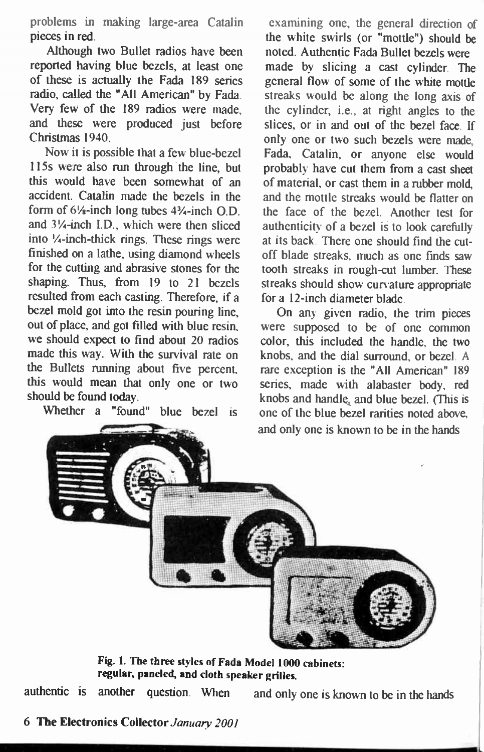problems in making large-area Catalin pieces in red.

Although two Bullet radios have been reported having blue bezels, at least one of these is actually the Fada 189 series radio, called the "All American" by Fada. Very few of the 189 radios were made, and these were produced just before Christmas 1940.

Now it is possible that a few blue-bezel 115s were also run through the line, but this would have been somewhat of an accident. Catalin made the bezels in the form of 6⅛-inch long tubes 4¾-inch O.D. and 3¼-inch I.D., which were then sliced into ¼-inch-thick rings. These rings were finished on a lathe, using diamond wheels for the cutting and abrasive stones for the shaping. Thus, from 19 to 21 bezels resulted from each casting. Therefore, if a bezel mold got into the resin pouring line, out of place, and got filled with blue resin, we should expect to find about 20 radios made this way. With the survival rate on the Bullets running about five percent, this would mean that only one or two should be found today.

Whether a "found" blue bezel is authentic is another question. When examining one, the general direction of the white swirls (or "mottle") should be noted. Authentic Fada Bullet bezels were made by slicing a cast cylinder. The general flow of some of the white mottle streaks would be along the long axis of the cylinder, i.e., at right angles to the slices, or in and out of the bezel face. If only one or two such bezels were made, Fada, Catalin, or anyone else would probably have cut them from a cast sheet of material, or cast them in a rubber mold, and the mottle streaks would be flatter on the face of the bezel. Another test for authenticity of a bezel is to look carefully at its back. There one should find the cut-off blade streaks, much as one finds saw tooth streaks in rough-cut lumber. These streaks should show curvature appropriate for a 12-inch diameter blade.

On any given radio, the trim pieces were supposed to be of one common color, this included the handle, the two knobs, and the dial surround, or bezel. A rare exception is the "All American" 189 series, made with alabaster body, red knobs and handle, and blue bezel. (This is one of the blue bezel rarities noted above, and only one is known to be in the hands

**Fig. 1. The three styles of Fada Model 1000 cabinets: regular, paneled, and cloth speaker grilles.**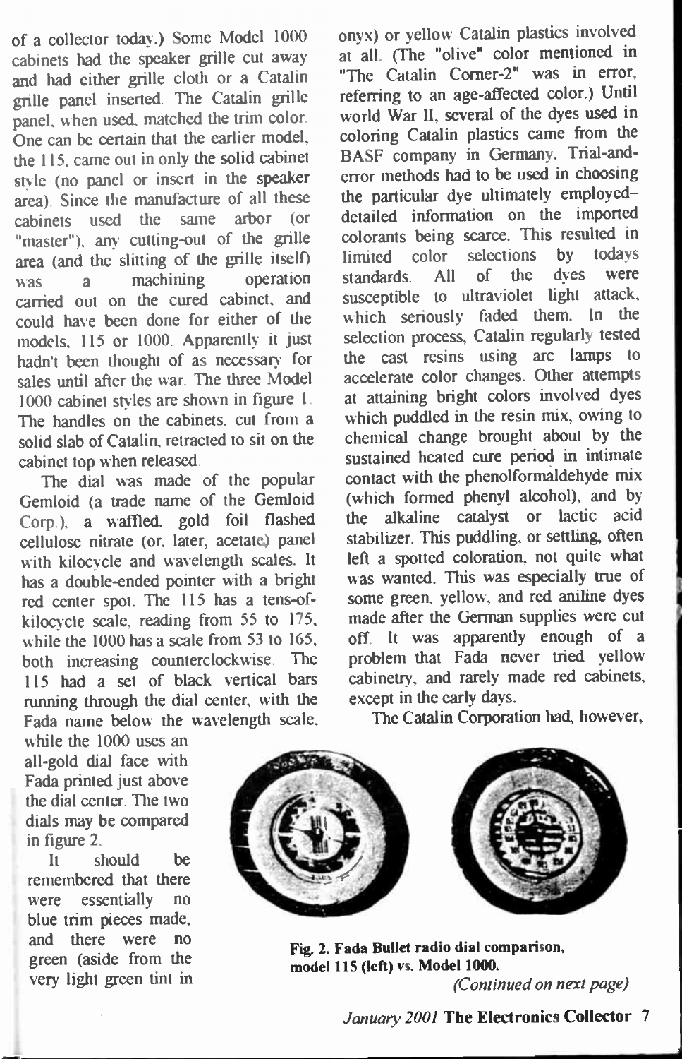of a collector today.) Some Model 1000 cabinets had the speaker grille cut away and had either grille cloth or a Catalin grille panel inserted. The Catalin grille panel, when used, matched the trim color. One can be certain that the earlier model, the 115, came out in only the solid cabinet style (no panel or insert in the speaker area). Since the manufacture of all these cabinets used the same arbor (or "master"), any cutting-out of the grille area (and the slitting of the grille itself) was a machining operation carried out on the cured cabinet, and could have been done for either of the models, 115 or 1000. Apparently it just hadn't been thought of as necessary for sales until after the war. The three Model 1000 cabinet styles are shown in figure 1. The handles on the cabinets, cut from a solid slab of Catalin, retracted to sit on the cabinet top when released.

The dial was made of the popular Gemloid (a trade name of the Gemloid Corp.), a waffled, gold foil flashed cellulose nitrate (or, later, acetate) panel with kilocycle and wavelength scales. It has a double-ended pointer with a bright red center spot. The 115 has a tens-of-kilocycle scale, reading from 55 to 175, while the 1000 has a scale from 53 to 165, both increasing counterclockwise. The 115 had a set of black vertical bars running through the dial center, with the Fada name below the wavelength scale, while the 1000 uses an all-gold dial face with Fada printed just above the dial center. The two dials may be compared in figure 2.

It should be remembered that there were essentially no blue trim pieces made, and there were no green (aside from the very light green tint in onyx) or yellow Catalin plastics involved at all. (The "olive" color mentioned in "The Catalin Corner-2" was in error, referring to an age-affected color.) Until world War II, several of the dyes used in coloring Catalin plastics came from the BASF company in Germany. Trial-and-error methods had to be used in choosing the particular dye ultimately employed–detailed information on the imported colorants being scarce. This resulted in limited color selections by todays standards. All of the dyes were susceptible to ultraviolet light attack, which seriously faded them. In the selection process, Catalin regularly tested the cast resins using arc lamps to accelerate color changes. Other attempts at attaining bright colors involved dyes which puddled in the resin mix, owing to chemical change brought about by the sustained heated cure period in intimate contact with the phenolformaldehyde mix (which formed phenyl alcohol), and by the alkaline catalyst or lactic acid stabilizer. This puddling, or settling, often left a spotted coloration, not quite what was wanted. This was especially true of some green, yellow, and red aniline dyes made after the German supplies were cut off. It was apparently enough of a problem that Fada never tried yellow cabinetry, and rarely made red cabinets, except in the early days.

The Catalin Corporation had, however,

**Fig. 2. Fada Bullet radio dial comparison, model 115 (left) vs. Model 1000.**

*(Continued on next page)*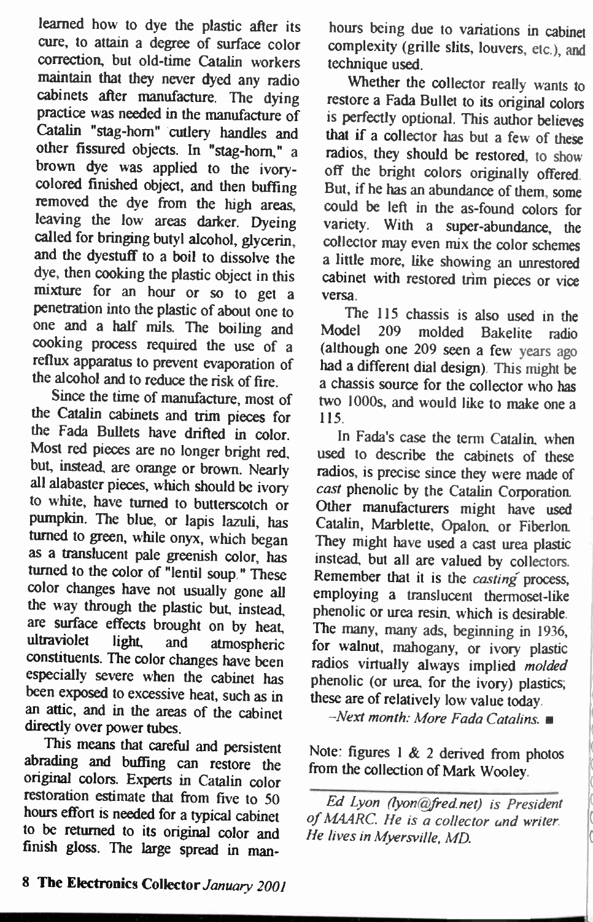learned how to dye the plastic after its cure, to attain a degree of surface color correction, but old-time Catalin workers maintain that they never dyed any radio cabinets after manufacture. The dying practice was needed in the manufacture of Catalin "stag-horn" cutlery handles and other fissured objects. In "stag-horn," a brown dye was applied to the ivory-colored finished object, and then buffing removed the dye from the high areas, leaving the low areas darker. Dyeing called for bringing butyl alcohol, glycerin, and the dyestuff to a boil to dissolve the dye, then cooking the plastic object in this mixture for an hour or so to get a penetration into the plastic of about one to one and a half mils. The boiling and cooking process required the use of a reflux apparatus to prevent evaporation of the alcohol and to reduce the risk of fire.

Since the time of manufacture, most of the Catalin cabinets and trim pieces for the Fada Bullets have drifted in color. Most red pieces are no longer bright red, but, instead, are orange or brown. Nearly all alabaster pieces, which should be ivory to white, have turned to butterscotch or pumpkin. The blue, or lapis lazuli, has turned to green, while onyx, which began as a translucent pale greenish color, has turned to the color of "lentil soup." These color changes have not usually gone all the way through the plastic but, instead, are surface effects brought on by heat, ultraviolet light, and atmospheric constituents. The color changes have been especially severe when the cabinet has been exposed to excessive heat, such as in an attic, and in the areas of the cabinet directly over power tubes.

This means that careful and persistent abrading and buffing can restore the original colors. Experts in Catalin color restoration estimate that from five to 50 hours effort is needed for a typical cabinet to be returned to its original color and finish gloss. The large spread in man-hours being due to variations in cabinet complexity (grille slits, louvers, etc.), and technique used.

Whether the collector really wants to restore a Fada Bullet to its original colors is perfectly optional. This author believes that if a collector has but a few of these radios, they should be restored, to show off the bright colors originally offered. But, if he has an abundance of them, some could be left in the as-found colors for variety. With a super-abundance, the collector may even mix the color schemes a little more, like showing an unrestored cabinet with restored trim pieces or vice versa.

The 115 chassis is also used in the Model 209 molded Bakelite radio (although one 209 seen a few years ago had a different dial design). This might be a chassis source for the collector who has two 1000s, and would like to make one a 115.

In Fada's case the term Catalin, when used to describe the cabinets of these radios, is precise since they were made of *cast* phenolic by the Catalin Corporation. Other manufacturers might have used Catalin, Marblette, Opalon, or Fiberlon. They might have used a cast urea plastic instead, but all are valued by collectors. Remember that it is the *casting* process, employing a translucent thermoset-like phenolic or urea resin, which is desirable. The many, many ads, beginning in 1936, for walnut, mahogany, or ivory plastic radios virtually always implied *molded* phenolic (or urea, for the ivory) plastics; these are of relatively low value today.

*–Next month: More Fada Catalins.* ■

Note: figures 1 & 2 derived from photos from the collection of Mark Wooley.

*Ed Lyon (lyon@fred.net) is President of MAARC. He is a collector and writer. He lives in Myersville, MD.*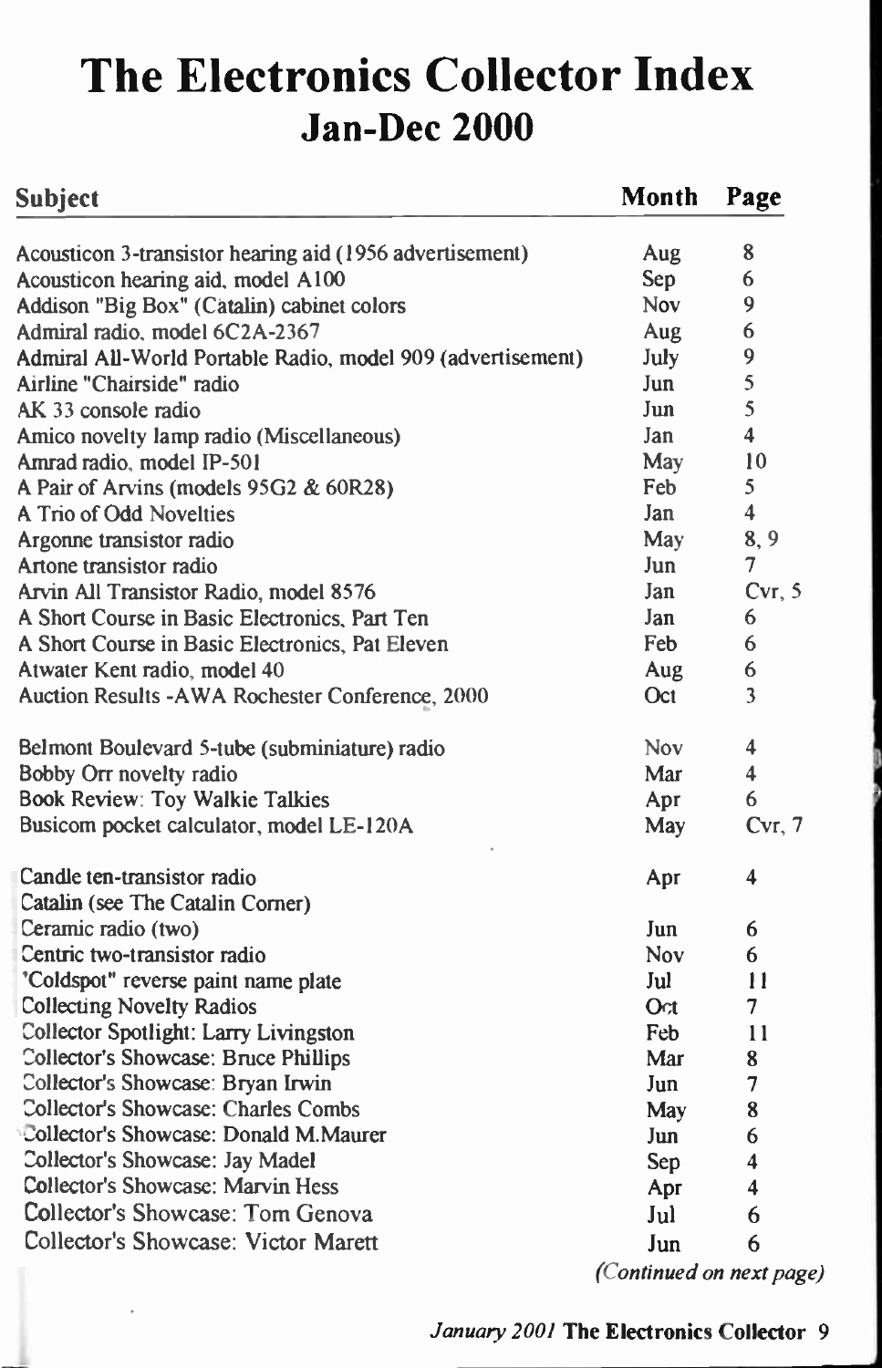# The Electronics Collector Index
## Jan-Dec 2000

| Subject | Month | Page |
|---|---|---|
| Acousticon 3-transistor hearing aid (1956 advertisement) | Aug | 8 |
| Acousticon hearing aid, model A100 | Sep | 6 |
| Addison "Big Box" (Catalin) cabinet colors | Nov | 9 |
| Admiral radio, model 6C2A-2367 | Aug | 6 |
| Admiral All-World Portable Radio, model 909 (advertisement) | July | 9 |
| Airline "Chairside" radio | Jun | 5 |
| AK 33 console radio | Jun | 5 |
| Amico novelty lamp radio (Miscellaneous) | Jan | 4 |
| Amrad radio, model IP-501 | May | 10 |
| A Pair of Arvins (models 95G2 & 60R28) | Feb | 5 |
| A Trio of Odd Novelties | Jan | 4 |
| Argonne transistor radio | May | 8, 9 |
| Artone transistor radio | Jun | 7 |
| Arvin All Transistor Radio, model 8576 | Jan | Cvr, 5 |
| A Short Course in Basic Electronics, Part Ten | Jan | 6 |
| A Short Course in Basic Electronics, Pat Eleven | Feb | 6 |
| Atwater Kent radio, model 40 | Aug | 6 |
| Auction Results -AWA Rochester Conference, 2000 | Oct | 3 |
| | | |
| Belmont Boulevard 5-tube (subminiature) radio | Nov | 4 |
| Bobby Orr novelty radio | Mar | 4 |
| Book Review: Toy Walkie Talkies | Apr | 6 |
| Busicom pocket calculator, model LE-120A | May | Cvr, 7 |
| | | |
| Candle ten-transistor radio | Apr | 4 |
| Catalin (see The Catalin Corner) | | |
| Ceramic radio (two) | Jun | 6 |
| Centric two-transistor radio | Nov | 6 |
| "Coldspot" reverse paint name plate | Jul | 11 |
| Collecting Novelty Radios | Oct | 7 |
| Collector Spotlight: Larry Livingston | Feb | 11 |
| Collector's Showcase: Bruce Phillips | Mar | 8 |
| Collector's Showcase: Bryan Irwin | Jun | 7 |
| Collector's Showcase: Charles Combs | May | 8 |
| Collector's Showcase: Donald M.Maurer | Jun | 6 |
| Collector's Showcase: Jay Madel | Sep | 4 |
| Collector's Showcase: Marvin Hess | Apr | 4 |
| Collector's Showcase: Tom Genova | Jul | 6 |
| Collector's Showcase: Victor Marett | Jun | 6 |

*(Continued on next page)*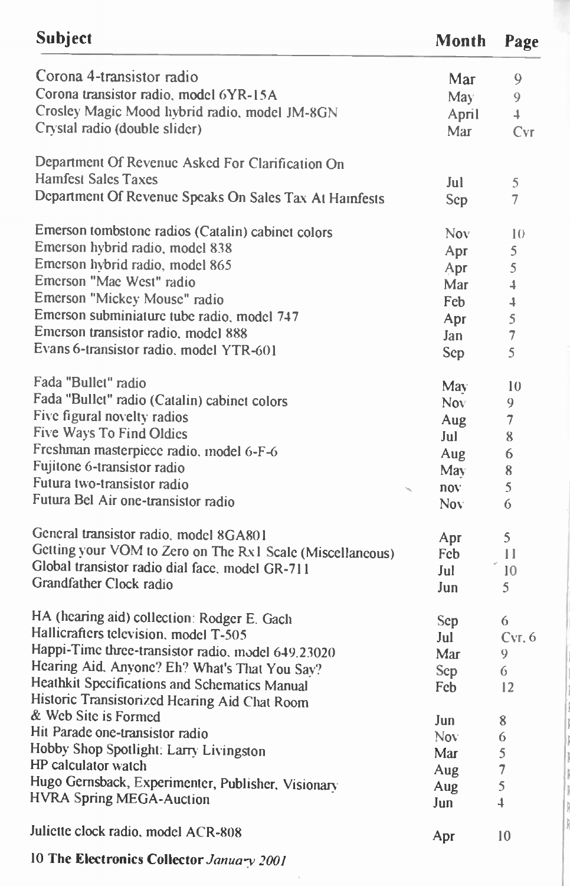| Subject | Month | Page |
|---|---|---|
| Corona 4-transistor radio | Mar | 9 |
| Corona transistor radio, model 6YR-15A | May | 9 |
| Crosley Magic Mood hybrid radio, model JM-8GN | April | 4 |
| Crystal radio (double slider) | Mar | Cvr |
| Department Of Revenue Asked For Clarification On Hamfest Sales Taxes | Jul | 5 |
| Department Of Revenue Speaks On Sales Tax At Hamfests | Sep | 7 |
| Emerson tombstone radios (Catalin) cabinet colors | Nov | 10 |
| Emerson hybrid radio, model 838 | Apr | 5 |
| Emerson hybrid radio, model 865 | Apr | 5 |
| Emerson "Mae West" radio | Mar | 4 |
| Emerson "Mickey Mouse" radio | Feb | 4 |
| Emerson subminiature tube radio, model 747 | Apr | 5 |
| Emerson transistor radio, model 888 | Jan | 7 |
| Evans 6-transistor radio, model YTR-601 | Sep | 5 |
| Fada "Bullet" radio | May | 10 |
| Fada "Bullet" radio (Catalin) cabinet colors | Nov | 9 |
| Five figural novelty radios | Aug | 7 |
| Five Ways To Find Oldies | Jul | 8 |
| Freshman masterpiece radio, model 6-F-6 | Aug | 6 |
| Fujitone 6-transistor radio | May | 8 |
| Futura two-transistor radio | nov | 5 |
| Futura Bel Air one-transistor radio | Nov | 6 |
| General transistor radio, model 8GA801 | Apr | 5 |
| Getting your VOM to Zero on The Rx1 Scale (Miscellaneous) | Feb | 11 |
| Global transistor radio dial face, model GR-711 | Jul | 10 |
| Grandfather Clock radio | Jun | 5 |
| HA (hearing aid) collection: Rodger E. Gach | Sep | 6 |
| Hallicrafters television, model T-505 | Jul | Cvr, 6 |
| Happi-Time three-transistor radio, model 649.23020 | Mar | 9 |
| Hearing Aid, Anyone? Eh? What's That You Say? | Sep | 6 |
| Heathkit Specifications and Schematics Manual | Feb | 12 |
| Historic Transistorized Hearing Aid Chat Room & Web Site is Formed | Jun | 8 |
| Hit Parade one-transistor radio | Nov | 6 |
| Hobby Shop Spotlight: Larry Livingston | Mar | 5 |
| HP calculator watch | Aug | 7 |
| Hugo Gernsback, Experimenter, Publisher, Visionary | Aug | 5 |
| HVRA Spring MEGA-Auction | Jun | 4 |
| Juliette clock radio, model ACR-808 | Apr | 10 |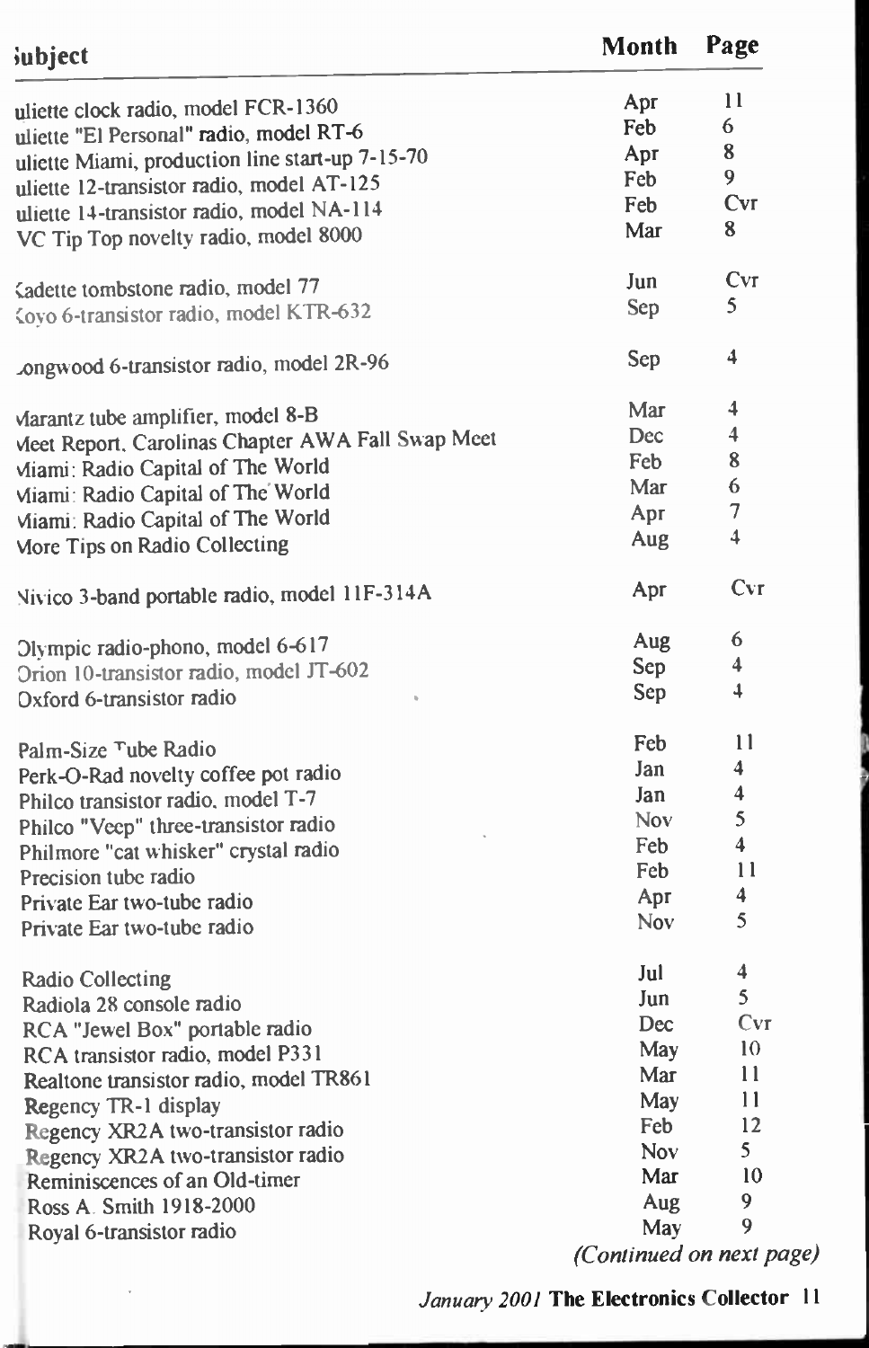| Subject | Month | Page |
|---|---|---|
| uliette clock radio, model FCR-1360 | Apr | 11 |
| uliette "El Personal" radio, model RT-6 | Feb | 6 |
| uliette Miami, production line start-up 7-15-70 | Apr | 8 |
| uliette 12-transistor radio, model AT-125 | Feb | 9 |
| uliette 14-transistor radio, model NA-114 | Feb | Cvr |
| VC Tip Top novelty radio, model 8000 | Mar | 8 |
| Kadette tombstone radio, model 77 | Jun | Cvr |
| Koyo 6-transistor radio, model KTR-632 | Sep | 5 |
| Longwood 6-transistor radio, model 2R-96 | Sep | 4 |
| Marantz tube amplifier, model 8-B | Mar | 4 |
| Meet Report, Carolinas Chapter AWA Fall Swap Meet | Dec | 4 |
| Miami: Radio Capital of The World | Feb | 8 |
| Miami: Radio Capital of The World | Mar | 6 |
| Miami: Radio Capital of The World | Apr | 7 |
| More Tips on Radio Collecting | Aug | 4 |
| Nivico 3-band portable radio, model 11F-314A | Apr | Cvr |
| Olympic radio-phono, model 6-617 | Aug | 6 |
| Orion 10-transistor radio, model JT-602 | Sep | 4 |
| Oxford 6-transistor radio | Sep | 4 |
| Palm-Size Tube Radio | Feb | 11 |
| Perk-O-Rad novelty coffee pot radio | Jan | 4 |
| Philco transistor radio, model T-7 | Jan | 4 |
| Philco "Veep" three-transistor radio | Nov | 5 |
| Philmore "cat whisker" crystal radio | Feb | 4 |
| Precision tube radio | Feb | 11 |
| Private Ear two-tube radio | Apr | 4 |
| Private Ear two-tube radio | Nov | 5 |
| Radio Collecting | Jul | 4 |
| Radiola 28 console radio | Jun | 5 |
| RCA "Jewel Box" portable radio | Dec | Cvr |
| RCA transistor radio, model P331 | May | 10 |
| Realtone transistor radio, model TR861 | Mar | 11 |
| Regency TR-1 display | May | 11 |
| Regency XR2A two-transistor radio | Feb | 12 |
| Regency XR2A two-transistor radio | Nov | 5 |
| Reminiscences of an Old-timer | Mar | 10 |
| Ross A. Smith 1918-2000 | Aug | 9 |
| Royal 6-transistor radio | May | 9 |

*(Continued on next page)*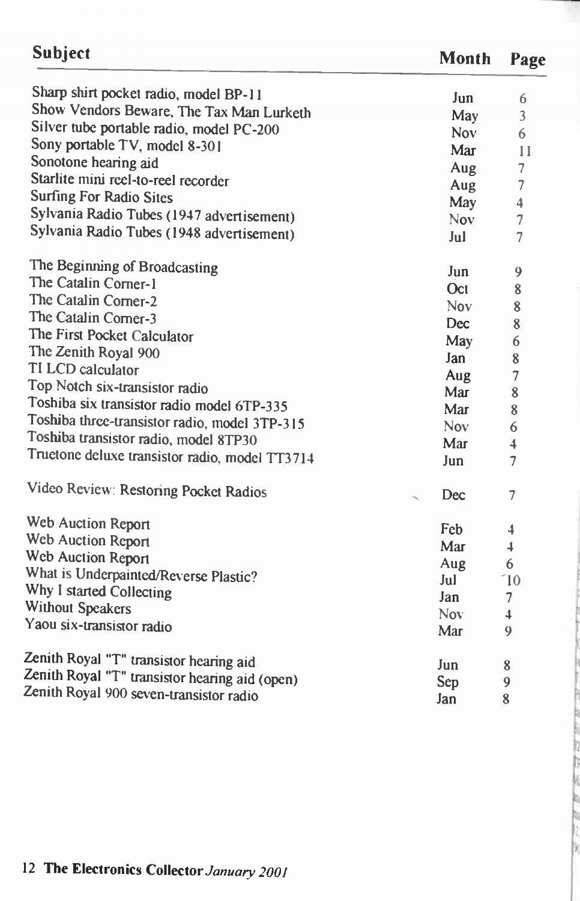| Subject | Month | Page |
|---|---|---|
| Sharp shirt pocket radio, model BP-11 | Jun | 6 |
| Show Vendors Beware, The Tax Man Lurketh | May | 3 |
| Silver tube portable radio, model PC-200 | Nov | 6 |
| Sony portable TV, model 8-301 | Mar | 11 |
| Sonotone hearing aid | Aug | 7 |
| Starlite mini reel-to-reel recorder | Aug | 7 |
| Surfing For Radio Sites | May | 4 |
| Sylvania Radio Tubes (1947 advertisement) | Nov | 7 |
| Sylvania Radio Tubes (1948 advertisement) | Jul | 7 |
| The Beginning of Broadcasting | Jun | 9 |
| The Catalin Corner-1 | Oct | 8 |
| The Catalin Corner-2 | Nov | 8 |
| The Catalin Corner-3 | Dec | 8 |
| The First Pocket Calculator | May | 6 |
| The Zenith Royal 900 | Jan | 8 |
| TI LCD calculator | Aug | 7 |
| Top Notch six-transistor radio | Mar | 8 |
| Toshiba six transistor radio model 6TP-335 | Mar | 8 |
| Toshiba three-transistor radio, model 3TP-315 | Nov | 6 |
| Toshiba transistor radio, model 8TP30 | Mar | 4 |
| Truetone deluxe transistor radio, model TT3714 | Jun | 7 |
| Video Review: Restoring Pocket Radios | Dec | 7 |
| Web Auction Report | Feb | 4 |
| Web Auction Report | Mar | 4 |
| Web Auction Report | Aug | 6 |
| What is Underpainted/Reverse Plastic? | Jul | 10 |
| Why I started Collecting | Jan | 7 |
| Without Speakers | Nov | 4 |
| Yaou six-transistor radio | Mar | 9 |
| Zenith Royal "T" transistor hearing aid | Jun | 8 |
| Zenith Royal "T" transistor hearing aid (open) | Sep | 9 |
| Zenith Royal 900 seven-transistor radio | Jan | 8 |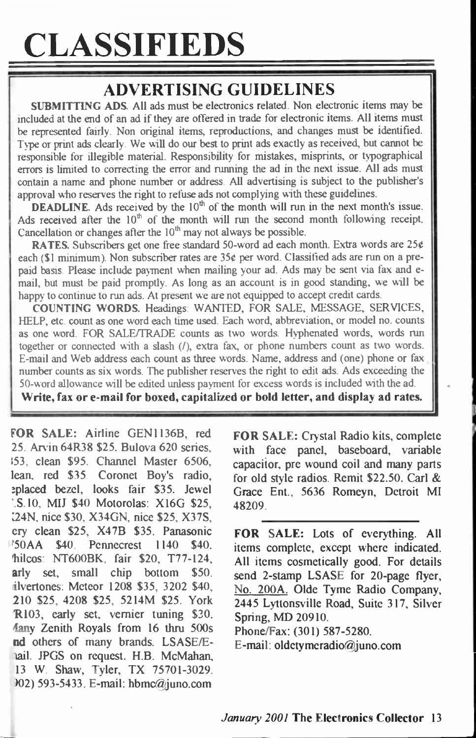# CLASSIFIEDS

## ADVERTISING GUIDELINES

**SUBMITTING ADS.** All ads must be electronics related. Non electronic items may be included at the end of an ad if they are offered in trade for electronic items. All items must be represented fairly. Non original items, reproductions, and changes must be identified. Type or print ads clearly. We will do our best to print ads exactly as received, but cannot be responsible for illegible material. Responsibility for mistakes, misprints, or typographical errors is limited to correcting the error and running the ad in the next issue. All ads must contain a name and phone number or address. All advertising is subject to the publisher's approval who reserves the right to refuse ads not complying with these guidelines.

**DEADLINE.** Ads received by the $10^{th}$ of the month will run in the next month's issue. Ads received after the $10^{th}$ of the month will run the second month following receipt. Cancellation or changes after the $10^{th}$ may not always be possible.

**RATES.** Subscribers get one free standard 50-word ad each month. Extra words are 25¢ each ($1 minimum). Non subscriber rates are 35¢ per word. Classified ads are run on a pre-paid basis. Please include payment when mailing your ad. Ads may be sent via fax and e-mail, but must be paid promptly. As long as an account is in good standing, we will be happy to continue to run ads. At present we are not equipped to accept credit cards.

**COUNTING WORDS.** Headings: WANTED, FOR SALE, MESSAGE, SERVICES, HELP, etc. count as one word each time used. Each word, abbreviation, or model no. counts as one word. FOR SALE/TRADE counts as two words. Hyphenated words, words run together or connected with a slash (/), extra fax, or phone numbers count as two words. E-mail and Web address each count as three words. Name, address and (one) phone or fax number counts as six words. The publisher reserves the right to edit ads. Ads exceeding the 50-word allowance will be edited unless payment for excess words is included with the ad.

**Write, fax or e-mail for boxed, capitalized or bold letter, and display ad rates.**

---

**FOR SALE:** Airline GEN1136B, red 25. Arvin 64R38 $25. Bulova 620 series, 53, clean $95. Channel Master 6506, lean, red $35. Coronet Boy's radio, eplaced bezel, looks fair $35. Jewel .S.10, MIJ $40 Motorolas: X16G $25, 24N, nice $30, X34GN, nice $25, X37S, ery clean $25, X47B $35. Panasonic 50AA $40. Pennecrest 1140 $40. hilcos: NT600BK, fair $20, T77-124, arly set, small chip bottom $50. ilvertones: Meteor 1208 $35, 3202 $40, 210 $25, 4208 $25, 5214M $25. York R103, early set, vernier tuning $30. Many Zenith Royals from 16 thru 500s nd others of many brands. LSASE/E-nail. JPGS on request. H.B. McMahan, 13 W. Shaw, Tyler, TX 75701-3029. 02) 593-5433. E-mail: hbmc@juno.com

**FOR SALE:** Crystal Radio kits, complete with face panel, baseboard, variable capacitor, pre wound coil and many parts for old style radios. Remit $22.50. Carl & Grace Ent., 5636 Romeyn, Detroit MI 48209.

---

**FOR SALE:** Lots of everything. All items complete, except where indicated. All items cosmetically good. For details send 2-stamp LSASE for 20-page flyer, No. 200A. Olde Tyme Radio Company, 2445 Lyttonsville Road, Suite 317, Silver Spring, MD 20910.
Phone/Fax: (301) 587-5280.
E-mail: oldetymeradio@juno.com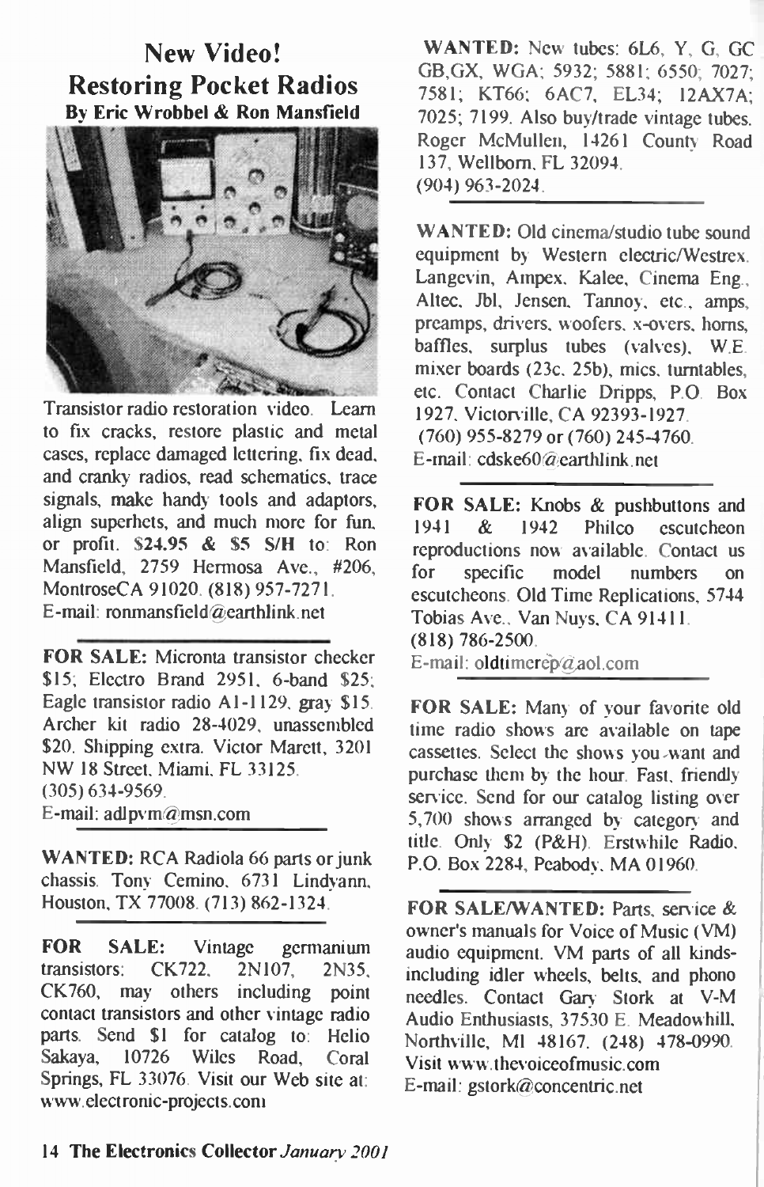## New Video!
## Restoring Pocket Radios
**By Eric Wrobbel & Ron Mansfield**

Transistor radio restoration video. Learn to fix cracks, restore plastic and metal cases, replace damaged lettering, fix dead, and cranky radios, read schematics, trace signals, make handy tools and adaptors, align superhets, and much more for fun, or profit. $24.95 & $5 S/H to: Ron Mansfield, 2759 Hermosa Ave., #206, MontroseCA 91020. (818) 957-7271.
E-mail: ronmansfield@earthlink.net

---

**FOR SALE:** Micronta transistor checker $15; Electro Brand 2951, 6-band $25; Eagle transistor radio A1-1129, gray $15. Archer kit radio 28-4029, unassembled $20. Shipping extra. Victor Marett, 3201 NW 18 Street, Miami, FL 33125.
(305) 634-9569.
E-mail: adlpvm@msn.com

---

**WANTED:** RCA Radiola 66 parts or junk chassis. Tony Cemino, 6731 Lindyann, Houston, TX 77008. (713) 862-1324.

---

**FOR SALE:** Vintage germanium transistors: CK722, 2N107, 2N35, CK760, may others including point contact transistors and other vintage radio parts. Send $1 for catalog to: Helio Sakaya, 10726 Wiles Road, Coral Springs, FL 33076. Visit our Web site at: www.electronic-projects.com

---

**WANTED:** New tubes: 6L6, Y, G, GC GB,GX, WGA; 5932; 5881; 6550; 7027; 7581; KT66; 6AC7, EL34; 12AX7A; 7025; 7199. Also buy/trade vintage tubes. Roger McMullen, 14261 County Road 137, Wellborn, FL 32094.
(904) 963-2024.

---

**WANTED:** Old cinema/studio tube sound equipment by Western electric/Westrex. Langevin, Ampex, Kalee, Cinema Eng., Altec, Jbl, Jensen, Tannoy, etc., amps, preamps, drivers, woofers, x-overs, horns, baffles, surplus tubes (valves), W.E. mixer boards (23c, 25b), mics, turntables, etc. Contact Charlie Dripps, P.O. Box 1927, Victorville, CA 92393-1927.
(760) 955-8279 or (760) 245-4760.
E-mail: cdske60@earthlink.net

---

**FOR SALE:** Knobs & pushbuttons and 1941 & 1942 Philco escutcheon reproductions now available. Contact us for specific model numbers on escutcheons. Old Time Replications, 5744 Tobias Ave., Van Nuys, CA 91411.
(818) 786-2500.
E-mail: oldtimerep@aol.com

---

**FOR SALE:** Many of your favorite old time radio shows are available on tape cassettes. Select the shows you want and purchase them by the hour. Fast, friendly service. Send for our catalog listing over 5,700 shows arranged by category and title. Only $2 (P&H). Erstwhile Radio, P.O. Box 2284, Peabody, MA 01960.

---

**FOR SALE/WANTED:** Parts, service & owner's manuals for Voice of Music (VM) audio equipment. VM parts of all kinds-including idler wheels, belts, and phono needles. Contact Gary Stork at V-M Audio Enthusiasts, 37530 E. Meadowhill, Northville, MI 48167. (248) 478-0990. Visit www.thevoiceofmusic.com
E-mail: gstork@concentric.net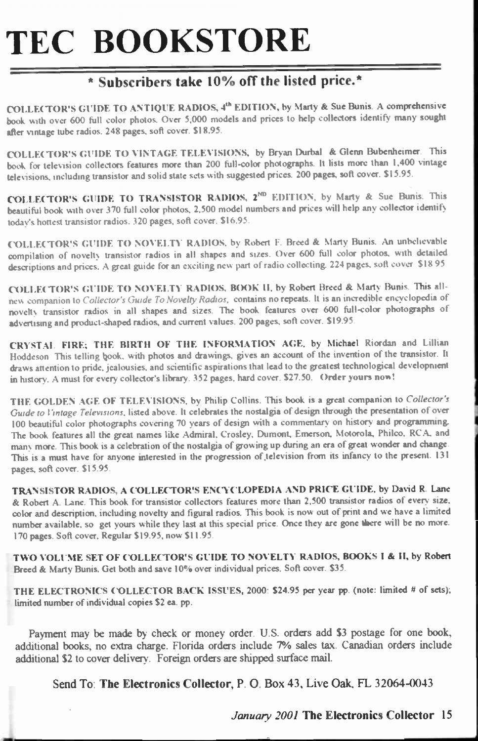# TEC BOOKSTORE

## * Subscribers take 10% off the listed price.*

**COLLECTOR'S GUIDE TO ANTIQUE RADIOS, 4th EDITION,** by Marty & Sue Bunis. A comprehensive book with over 600 full color photos. Over 5,000 models and prices to help collectors identify many sought after vintage tube radios. 248 pages, soft cover. $18.95.

**COLLECTOR'S GUIDE TO VINTAGE TELEVISIONS,** by Bryan Durbal & Glenn Bubenheimer. This book for television collectors features more than 200 full-color photographs. It lists more than 1,400 vintage televisions, including transistor and solid state sets with suggested prices. 200 pages, soft cover. $15.95.

**COLLECTOR'S GUIDE TO TRANSISTOR RADIOS, 2ND EDITION,** by Marty & Sue Bunis. This beautiful book with over 370 full color photos, 2,500 model numbers and prices will help any collector identify today's hottest transistor radios. 320 pages, soft cover. $16.95.

**COLLECTOR'S GUIDE TO NOVELTY RADIOS,** by Robert F. Breed & Marty Bunis. An unbelievable compilation of novelty transistor radios in all shapes and sizes. Over 600 full color photos, with detailed descriptions and prices. A great guide for an exciting new part of radio collecting. 224 pages, soft cover. $18.95

**COLLECTOR'S GUIDE TO NOVELTY RADIOS, BOOK II,** by Robert Breed & Marty Bunis. This all-new companion to *Collector's Guide To Novelty Radios*, contains no repeats. It is an incredible encyclopedia of novelty transistor radios in all shapes and sizes. The book features over 600 full-color photographs of advertising and product-shaped radios, and current values. 200 pages, soft cover. $19.95.

**CRYSTAL FIRE: THE BIRTH OF THE INFORMATION AGE,** by Michael Riordan and Lillian Hoddeson. This telling book, with photos and drawings, gives an account of the invention of the transistor. It draws attention to pride, jealousies, and scientific aspirations that lead to the greatest technological development in history. A must for every collector's library. 352 pages, hard cover. $27.50. **Order yours now!**

**THE GOLDEN AGE OF TELEVISIONS,** by Philip Collins. This book is a great companion to *Collector's Guide to Vintage Televisions*, listed above. It celebrates the nostalgia of design through the presentation of over 100 beautiful color photographs covering 70 years of design with a commentary on history and programming. The book features all the great names like Admiral, Crosley, Dumont, Emerson, Motorola, Philco, RCA, and many more. This book is a celebration of the nostalgia of growing up during an era of great wonder and change. This is a must have for anyone interested in the progression of television from its infancy to the present. 131 pages, soft cover. $15.95.

**TRANSISTOR RADIOS, A COLLECTOR'S ENCYCLOPEDIA AND PRICE GUIDE,** by David R. Lane & Robert A. Lane. This book for transistor collectors features more than 2,500 transistor radios of every size, color and description, including novelty and figural radios. This book is now out of print and we have a limited number available, so get yours while they last at this special price. Once they are gone there will be no more. 170 pages. Soft cover, Regular $19.95, now $11.95.

**TWO VOLUME SET OF COLLECTOR'S GUIDE TO NOVELTY RADIOS, BOOKS I & II,** by Robert Breed & Marty Bunis. Get both and save 10% over individual prices. Soft cover. $35.

**THE ELECTRONICS COLLECTOR BACK ISSUES, 2000: $24.95 per year pp. (note: limited # of sets); limited number of individual copies $2 ea. pp.**

Payment may be made by check or money order. U.S. orders add $3 postage for one book, additional books, no extra charge. Florida orders include 7% sales tax. Canadian orders include additional $2 to cover delivery. Foreign orders are shipped surface mail.

Send To: **The Electronics Collector**, P. O. Box 43, Live Oak, FL 32064-0043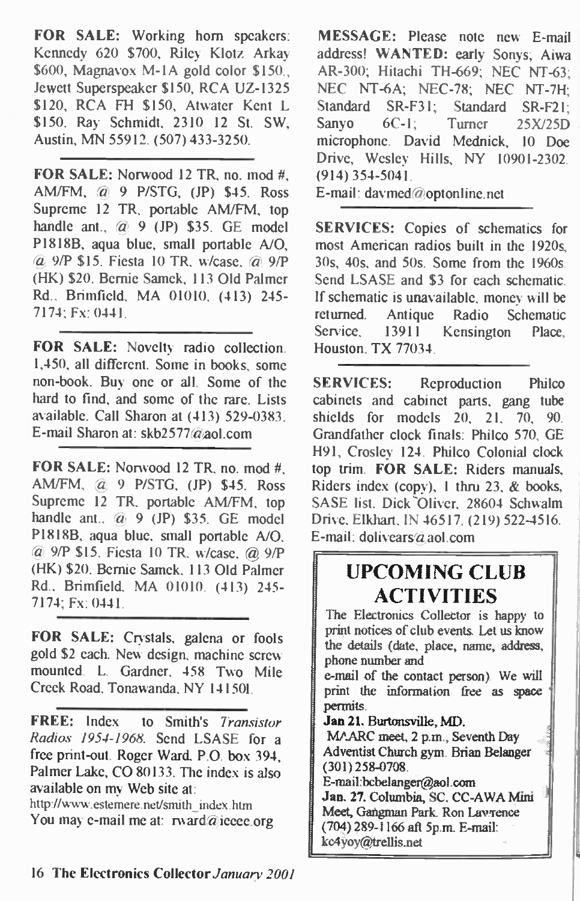**FOR SALE:** Working horn speakers: Kennedy 620 $700, Riley Klotz Arkay $600, Magnavox M-1A gold color $150., Jewett Superspeaker $150, RCA UZ-1325 $120, RCA FH $150, Atwater Kent L $150. Ray Schmidt, 2310 12 St. SW, Austin, MN 55912. (507) 433-3250.

---

**FOR SALE:** Norwood 12 TR, no. mod #, AM/FM, @ 9 P/STG, (JP) $45. Ross Supreme 12 TR, portable AM/FM, top handle ant., @ 9 (JP) $35. GE model P1818B, aqua blue, small portable A/O, @ 9/P $15. Fiesta 10 TR, w/case, @ 9/P (HK) $20. Bernie Samek, 113 Old Palmer Rd., Brimfield, MA 01010. (413) 245-7174; Fx: 0441.

---

**FOR SALE:** Novelty radio collection. 1,450, all different. Some in books, some non-book. Buy one or all. Some of the hard to find, and some of the rare. Lists available. Call Sharon at (413) 529-0383. E-mail Sharon at: skb2577@aol.com

---

**FOR SALE:** Norwood 12 TR, no. mod #, AM/FM, @ 9 P/STG, (JP) $45. Ross Supreme 12 TR, portable AM/FM, top handle ant., @ 9 (JP) $35. GE model P1818B, aqua blue, small portable A/O, @ 9/P $15. Fiesta 10 TR, w/case, @ 9/P (HK) $20. Bernie Samek, 113 Old Palmer Rd., Brimfield, MA 01010. (413) 245-7174; Fx: 0441.

---

**FOR SALE:** Crystals, galena or fools gold $2 each. New design, machine screw mounted. L. Gardner, 458 Two Mile Creek Road, Tonawanda, NY 141501.

---

**FREE:** Index to Smith's *Transistor Radios 1954-1968*. Send LSASE for a free print-out. Roger Ward, P.O. box 394, Palmer Lake, CO 80133. The index is also available on my Web site at:
http://www.estemere.net/smith_index.htm
You may e-mail me at: rward@ieeee.org

---

**MESSAGE:** Please note new E-mail address! **WANTED:** early Sonys; Aiwa AR-300; Hitachi TH-669; NEC NT-63; NEC NT-6A; NEC-78; NEC NT-7H; Standard SR-F31; Standard SR-F21; Sanyo 6C-1; Turner 25X/25D microphone. David Mednick, 10 Doe Drive, Wesley Hills, NY 10901-2302. (914) 354-5041.
E-mail: davmed@optonline.net

---

**SERVICES:** Copies of schematics for most American radios built in the 1920s, 30s, 40s, and 50s. Some from the 1960s. Send LSASE and $3 for each schematic. If schematic is unavailable, money will be returned. Antique Radio Schematic Service, 13911 Kensington Place, Houston, TX 77034.

---

**SERVICES:** Reproduction Philco cabinets and cabinet parts, gang tube shields for models 20, 21, 70, 90. Grandfather clock finals: Philco 570, GE H91, Crosley 124. Philco Colonial clock top trim. **FOR SALE:** Riders manuals, Riders index (copy), 1 thru 23, & books, SASE list. Dick Oliver, 28604 Schwalm Drive, Elkhart, IN 46517. (219) 522-4516. E-mail: dolivears@aol.com

## UPCOMING CLUB ACTIVITIES

The Electronics Collector is happy to print notices of club events. Let us know the details (date, place, name, address, phone number and e-mail of the contact person). We will print the information free as space permits.

**Jan 21. Burtonsville, MD.**
MAARC meet, 2 p.m., Seventh Day Adventist Church gym. Brian Belanger (301) 258-0708.
E-mail:bcbelanger@aol.com

**Jan. 27. Columbia, SC.** CC-AWA Mini Meet, Gangman Park. Ron Lawrence (704) 289-1166 aft 5p.m. E-mail: kc4yoy@trellis.net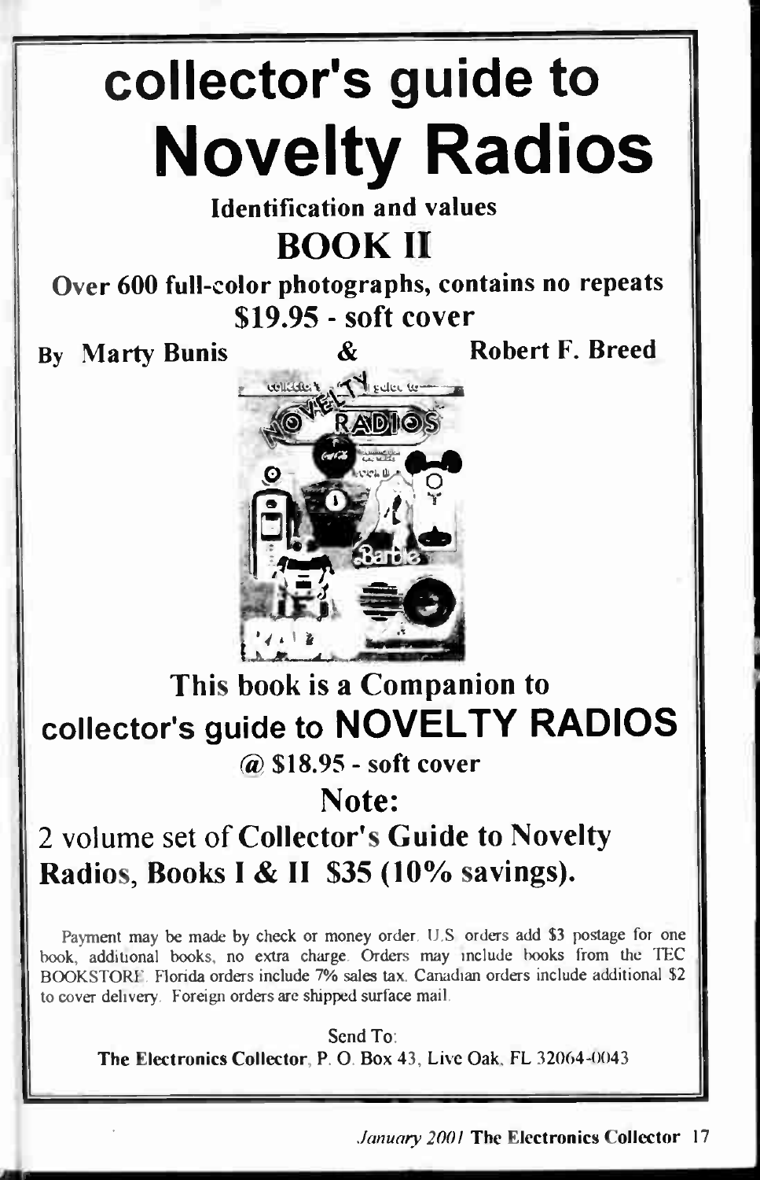# collector's guide to

# Novelty Radios

### Identification and values

## BOOK II

**Over 600 full-color photographs, contains no repeats**

**$19.95 - soft cover**

By **Marty Bunis** & **Robert F. Breed**

## This book is a Companion to collector's guide to NOVELTY RADIOS

**@ $18.95 - soft cover**

## Note:

2 volume set of **Collector's Guide to Novelty Radios, Books I & II $35 (10% savings).**

Payment may be made by check or money order. U.S. orders add $3 postage for one book, additional books, no extra charge. Orders may include books from the TEC BOOKSTORE. Florida orders include 7% sales tax. Canadian orders include additional $2 to cover delivery. Foreign orders are shipped surface mail.

Send To:
**The Electronics Collector**, P. O. Box 43, Live Oak, FL 32064-0043